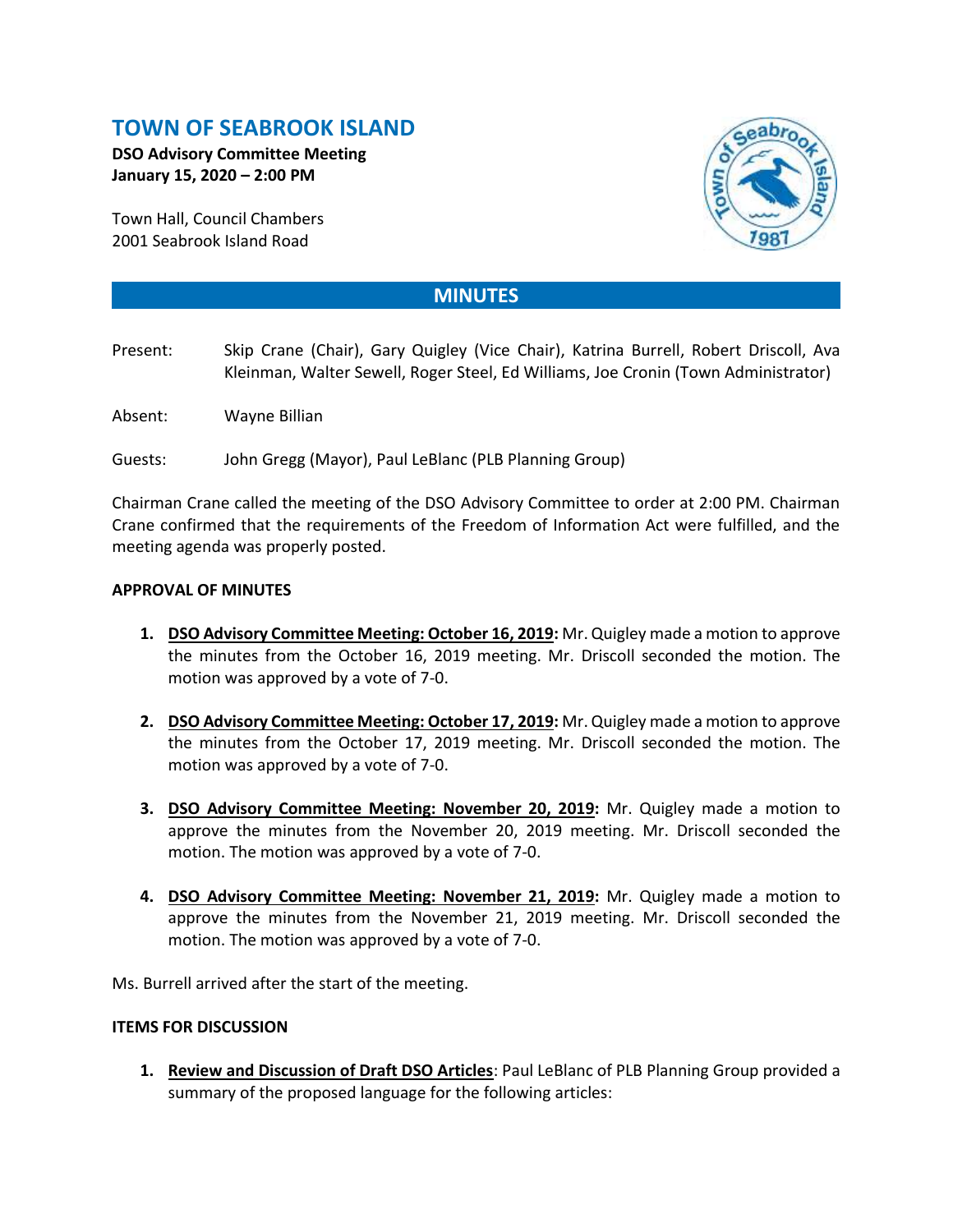# TOWN OF SEABROOK ISLAND

**DSO Advisory Committee Meeting**
**January 15, 2020 – 2:00 PM**

Town Hall, Council Chambers
2001 Seabrook Island Road

## MINUTES

Present: Skip Crane (Chair), Gary Quigley (Vice Chair), Katrina Burrell, Robert Driscoll, Ava Kleinman, Walter Sewell, Roger Steel, Ed Williams, Joe Cronin (Town Administrator)

Absent: Wayne Billian

Guests: John Gregg (Mayor), Paul LeBlanc (PLB Planning Group)

Chairman Crane called the meeting of the DSO Advisory Committee to order at 2:00 PM. Chairman Crane confirmed that the requirements of the Freedom of Information Act were fulfilled, and the meeting agenda was properly posted.

**APPROVAL OF MINUTES**

1. **DSO Advisory Committee Meeting: October 16, 2019:** Mr. Quigley made a motion to approve the minutes from the October 16, 2019 meeting. Mr. Driscoll seconded the motion. The motion was approved by a vote of 7-0.

2. **DSO Advisory Committee Meeting: October 17, 2019:** Mr. Quigley made a motion to approve the minutes from the October 17, 2019 meeting. Mr. Driscoll seconded the motion. The motion was approved by a vote of 7-0.

3. **DSO Advisory Committee Meeting: November 20, 2019:** Mr. Quigley made a motion to approve the minutes from the November 20, 2019 meeting. Mr. Driscoll seconded the motion. The motion was approved by a vote of 7-0.

4. **DSO Advisory Committee Meeting: November 21, 2019:** Mr. Quigley made a motion to approve the minutes from the November 21, 2019 meeting. Mr. Driscoll seconded the motion. The motion was approved by a vote of 7-0.

Ms. Burrell arrived after the start of the meeting.

**ITEMS FOR DISCUSSION**

1. **Review and Discussion of Draft DSO Articles**: Paul LeBlanc of PLB Planning Group provided a summary of the proposed language for the following articles: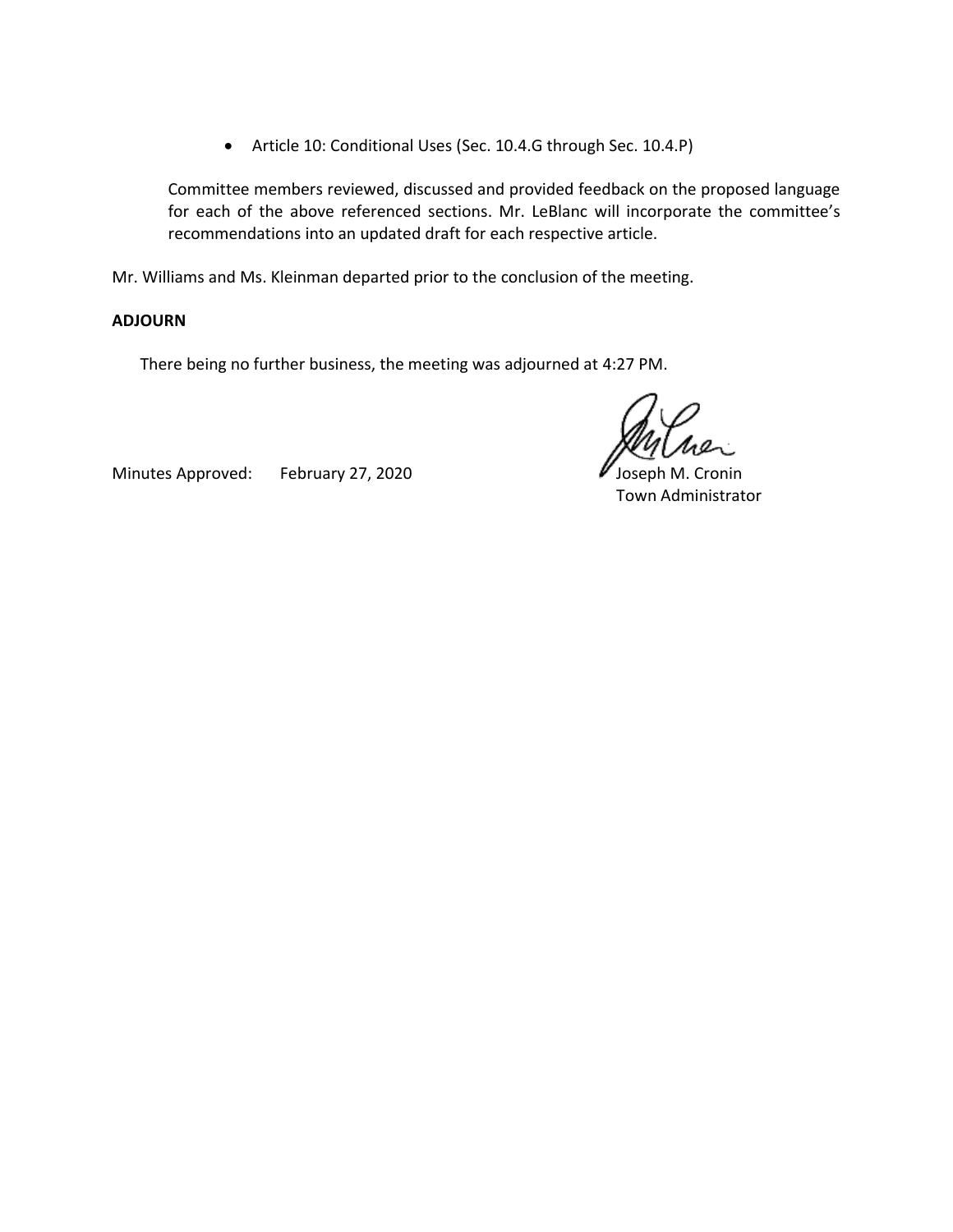- Article 10: Conditional Uses (Sec. 10.4.G through Sec. 10.4.P)

Committee members reviewed, discussed and provided feedback on the proposed language for each of the above referenced sections. Mr. LeBlanc will incorporate the committee's recommendations into an updated draft for each respective article.

Mr. Williams and Ms. Kleinman departed prior to the conclusion of the meeting.

**ADJOURN**

There being no further business, the meeting was adjourned at 4:27 PM.

Minutes Approved: February 27, 2020

Joseph M. Cronin
Town Administrator